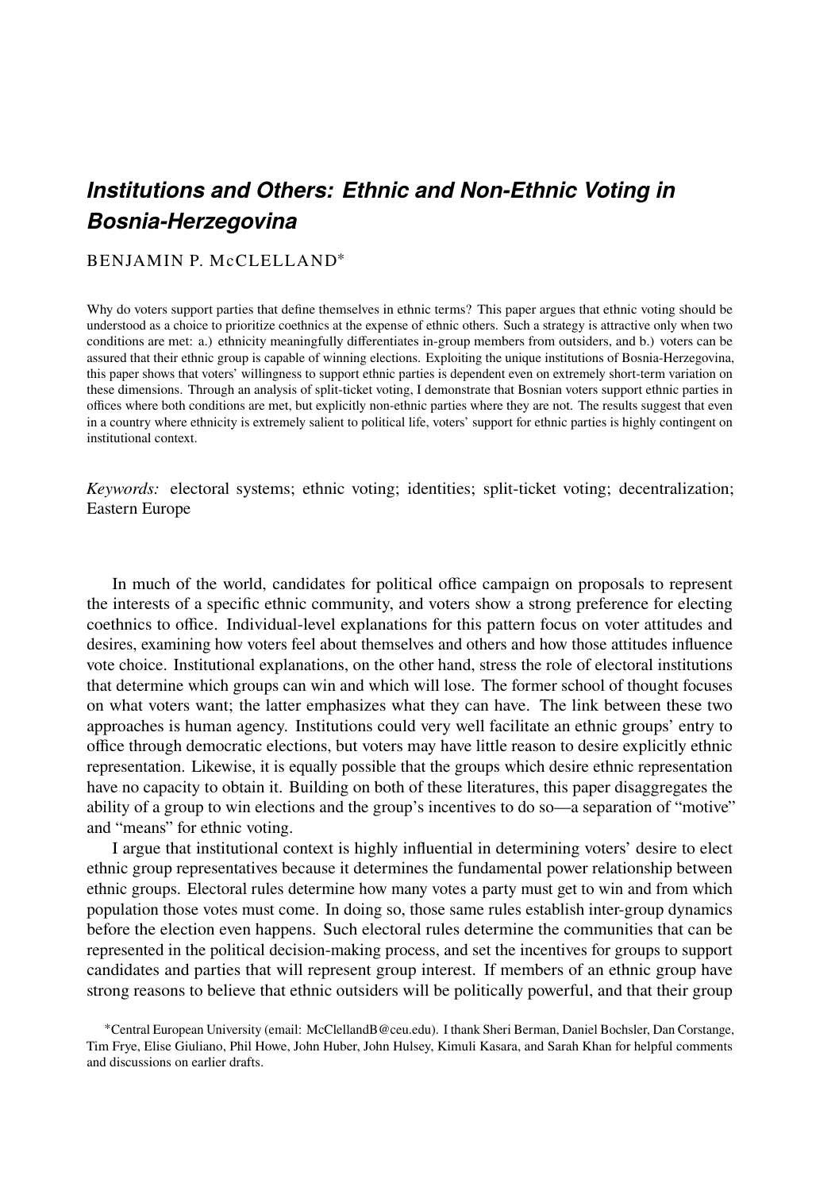# *Institutions and Others: Ethnic and Non-Ethnic Voting in Bosnia-Herzegovina*

BENJAMIN P. McCLELLAND[*]

Why do voters support parties that define themselves in ethnic terms? This paper argues that ethnic voting should be understood as a choice to prioritize coethnics at the expense of ethnic others. Such a strategy is attractive only when two conditions are met: a.) ethnicity meaningfully differentiates in-group members from outsiders, and b.) voters can be assured that their ethnic group is capable of winning elections. Exploiting the unique institutions of Bosnia-Herzegovina, this paper shows that voters' willingness to support ethnic parties is dependent even on extremely short-term variation on these dimensions. Through an analysis of split-ticket voting, I demonstrate that Bosnian voters support ethnic parties in offices where both conditions are met, but explicitly non-ethnic parties where they are not. The results suggest that even in a country where ethnicity is extremely salient to political life, voters' support for ethnic parties is highly contingent on institutional context.

*Keywords:* electoral systems; ethnic voting; identities; split-ticket voting; decentralization; Eastern Europe

In much of the world, candidates for political office campaign on proposals to represent the interests of a specific ethnic community, and voters show a strong preference for electing coethnics to office. Individual-level explanations for this pattern focus on voter attitudes and desires, examining how voters feel about themselves and others and how those attitudes influence vote choice. Institutional explanations, on the other hand, stress the role of electoral institutions that determine which groups can win and which will lose. The former school of thought focuses on what voters want; the latter emphasizes what they can have. The link between these two approaches is human agency. Institutions could very well facilitate an ethnic groups' entry to office through democratic elections, but voters may have little reason to desire explicitly ethnic representation. Likewise, it is equally possible that the groups which desire ethnic representation have no capacity to obtain it. Building on both of these literatures, this paper disaggregates the ability of a group to win elections and the group's incentives to do so—a separation of "motive" and "means" for ethnic voting.

I argue that institutional context is highly influential in determining voters' desire to elect ethnic group representatives because it determines the fundamental power relationship between ethnic groups. Electoral rules determine how many votes a party must get to win and from which population those votes must come. In doing so, those same rules establish inter-group dynamics before the election even happens. Such electoral rules determine the communities that can be represented in the political decision-making process, and set the incentives for groups to support candidates and parties that will represent group interest. If members of an ethnic group have strong reasons to believe that ethnic outsiders will be politically powerful, and that their group

[*]Central European University (email: McClellandB@ceu.edu). I thank Sheri Berman, Daniel Bochsler, Dan Corstange, Tim Frye, Elise Giuliano, Phil Howe, John Huber, John Hulsey, Kimuli Kasara, and Sarah Khan for helpful comments and discussions on earlier drafts.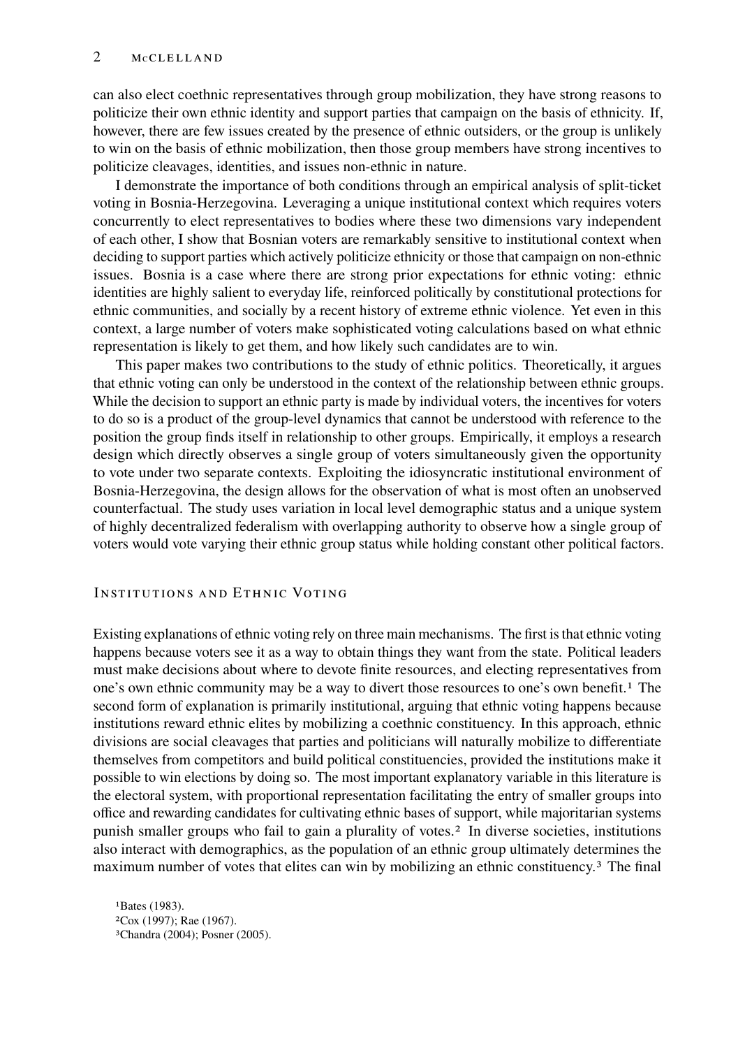can also elect coethnic representatives through group mobilization, they have strong reasons to politicize their own ethnic identity and support parties that campaign on the basis of ethnicity. If, however, there are few issues created by the presence of ethnic outsiders, or the group is unlikely to win on the basis of ethnic mobilization, then those group members have strong incentives to politicize cleavages, identities, and issues non-ethnic in nature.

I demonstrate the importance of both conditions through an empirical analysis of split-ticket voting in Bosnia-Herzegovina. Leveraging a unique institutional context which requires voters concurrently to elect representatives to bodies where these two dimensions vary independent of each other, I show that Bosnian voters are remarkably sensitive to institutional context when deciding to support parties which actively politicize ethnicity or those that campaign on non-ethnic issues. Bosnia is a case where there are strong prior expectations for ethnic voting: ethnic identities are highly salient to everyday life, reinforced politically by constitutional protections for ethnic communities, and socially by a recent history of extreme ethnic violence. Yet even in this context, a large number of voters make sophisticated voting calculations based on what ethnic representation is likely to get them, and how likely such candidates are to win.

This paper makes two contributions to the study of ethnic politics. Theoretically, it argues that ethnic voting can only be understood in the context of the relationship between ethnic groups. While the decision to support an ethnic party is made by individual voters, the incentives for voters to do so is a product of the group-level dynamics that cannot be understood with reference to the position the group finds itself in relationship to other groups. Empirically, it employs a research design which directly observes a single group of voters simultaneously given the opportunity to vote under two separate contexts. Exploiting the idiosyncratic institutional environment of Bosnia-Herzegovina, the design allows for the observation of what is most often an unobserved counterfactual. The study uses variation in local level demographic status and a unique system of highly decentralized federalism with overlapping authority to observe how a single group of voters would vote varying their ethnic group status while holding constant other political factors.

## Institutions and Ethnic Voting

Existing explanations of ethnic voting rely on three main mechanisms. The first is that ethnic voting happens because voters see it as a way to obtain things they want from the state. Political leaders must make decisions about where to devote finite resources, and electing representatives from one's own ethnic community may be a way to divert those resources to one's own benefit.[1] The second form of explanation is primarily institutional, arguing that ethnic voting happens because institutions reward ethnic elites by mobilizing a coethnic constituency. In this approach, ethnic divisions are social cleavages that parties and politicians will naturally mobilize to differentiate themselves from competitors and build political constituencies, provided the institutions make it possible to win elections by doing so. The most important explanatory variable in this literature is the electoral system, with proportional representation facilitating the entry of smaller groups into office and rewarding candidates for cultivating ethnic bases of support, while majoritarian systems punish smaller groups who fail to gain a plurality of votes.[2] In diverse societies, institutions also interact with demographics, as the population of an ethnic group ultimately determines the maximum number of votes that elites can win by mobilizing an ethnic constituency.[3] The final

[1] Bates (1983).
[2] Cox (1997); Rae (1967).
[3] Chandra (2004); Posner (2005).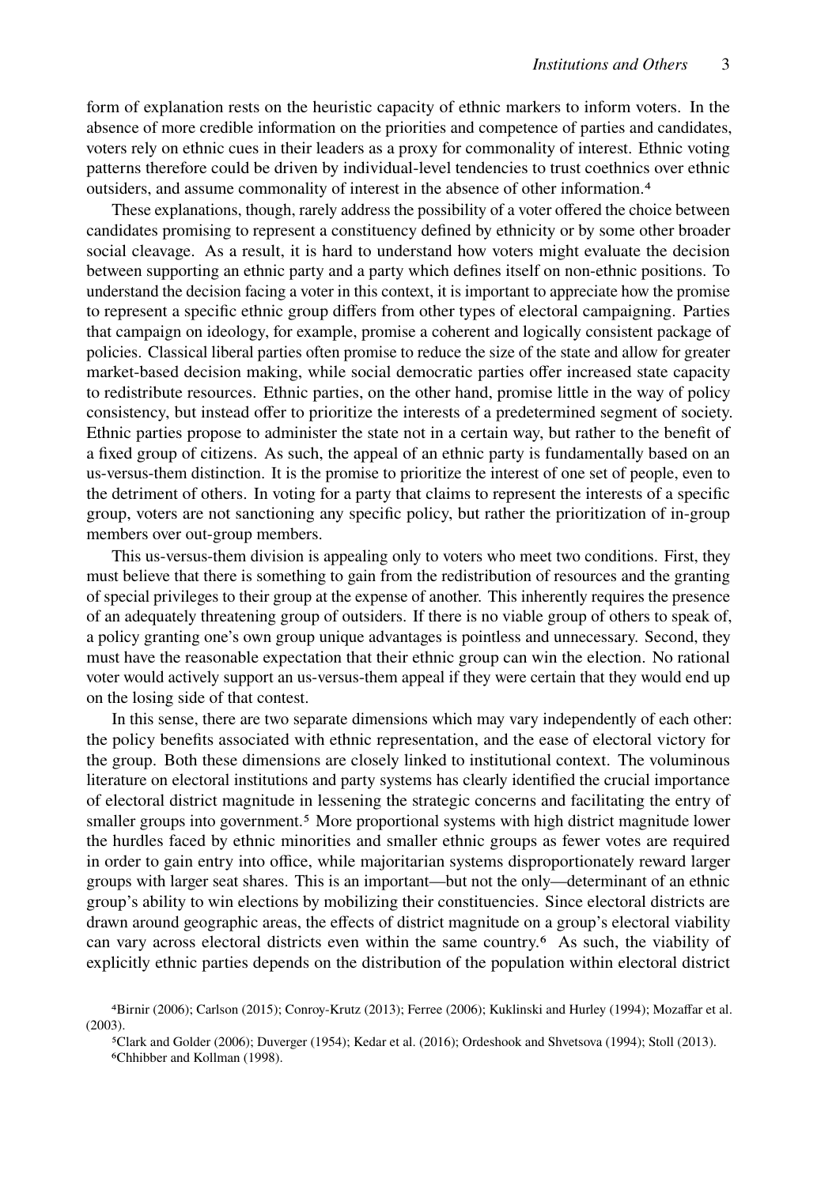form of explanation rests on the heuristic capacity of ethnic markers to inform voters. In the absence of more credible information on the priorities and competence of parties and candidates, voters rely on ethnic cues in their leaders as a proxy for commonality of interest. Ethnic voting patterns therefore could be driven by individual-level tendencies to trust coethnics over ethnic outsiders, and assume commonality of interest in the absence of other information.[4]

These explanations, though, rarely address the possibility of a voter offered the choice between candidates promising to represent a constituency defined by ethnicity or by some other broader social cleavage. As a result, it is hard to understand how voters might evaluate the decision between supporting an ethnic party and a party which defines itself on non-ethnic positions. To understand the decision facing a voter in this context, it is important to appreciate how the promise to represent a specific ethnic group differs from other types of electoral campaigning. Parties that campaign on ideology, for example, promise a coherent and logically consistent package of policies. Classical liberal parties often promise to reduce the size of the state and allow for greater market-based decision making, while social democratic parties offer increased state capacity to redistribute resources. Ethnic parties, on the other hand, promise little in the way of policy consistency, but instead offer to prioritize the interests of a predetermined segment of society. Ethnic parties propose to administer the state not in a certain way, but rather to the benefit of a fixed group of citizens. As such, the appeal of an ethnic party is fundamentally based on an us-versus-them distinction. It is the promise to prioritize the interest of one set of people, even to the detriment of others. In voting for a party that claims to represent the interests of a specific group, voters are not sanctioning any specific policy, but rather the prioritization of in-group members over out-group members.

This us-versus-them division is appealing only to voters who meet two conditions. First, they must believe that there is something to gain from the redistribution of resources and the granting of special privileges to their group at the expense of another. This inherently requires the presence of an adequately threatening group of outsiders. If there is no viable group of others to speak of, a policy granting one's own group unique advantages is pointless and unnecessary. Second, they must have the reasonable expectation that their ethnic group can win the election. No rational voter would actively support an us-versus-them appeal if they were certain that they would end up on the losing side of that contest.

In this sense, there are two separate dimensions which may vary independently of each other: the policy benefits associated with ethnic representation, and the ease of electoral victory for the group. Both these dimensions are closely linked to institutional context. The voluminous literature on electoral institutions and party systems has clearly identified the crucial importance of electoral district magnitude in lessening the strategic concerns and facilitating the entry of smaller groups into government.[5] More proportional systems with high district magnitude lower the hurdles faced by ethnic minorities and smaller ethnic groups as fewer votes are required in order to gain entry into office, while majoritarian systems disproportionately reward larger groups with larger seat shares. This is an important—but not the only—determinant of an ethnic group's ability to win elections by mobilizing their constituencies. Since electoral districts are drawn around geographic areas, the effects of district magnitude on a group's electoral viability can vary across electoral districts even within the same country.[6] As such, the viability of explicitly ethnic parties depends on the distribution of the population within electoral district

[4] Birnir (2006); Carlson (2015); Conroy-Krutz (2013); Ferree (2006); Kuklinski and Hurley (1994); Mozaffar et al. (2003).

[5] Clark and Golder (2006); Duverger (1954); Kedar et al. (2016); Ordeshook and Shvetsova (1994); Stoll (2013).

[6] Chhibber and Kollman (1998).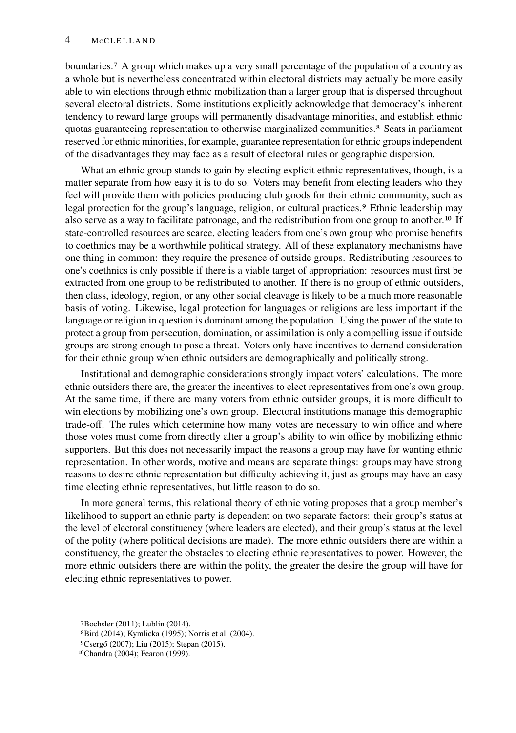boundaries.[7] A group which makes up a very small percentage of the population of a country as a whole but is nevertheless concentrated within electoral districts may actually be more easily able to win elections through ethnic mobilization than a larger group that is dispersed throughout several electoral districts. Some institutions explicitly acknowledge that democracy's inherent tendency to reward large groups will permanently disadvantage minorities, and establish ethnic quotas guaranteeing representation to otherwise marginalized communities.[8] Seats in parliament reserved for ethnic minorities, for example, guarantee representation for ethnic groups independent of the disadvantages they may face as a result of electoral rules or geographic dispersion.

What an ethnic group stands to gain by electing explicit ethnic representatives, though, is a matter separate from how easy it is to do so. Voters may benefit from electing leaders who they feel will provide them with policies producing club goods for their ethnic community, such as legal protection for the group's language, religion, or cultural practices.[9] Ethnic leadership may also serve as a way to facilitate patronage, and the redistribution from one group to another.[10] If state-controlled resources are scarce, electing leaders from one's own group who promise benefits to coethnics may be a worthwhile political strategy. All of these explanatory mechanisms have one thing in common: they require the presence of outside groups. Redistributing resources to one's coethnics is only possible if there is a viable target of appropriation: resources must first be extracted from one group to be redistributed to another. If there is no group of ethnic outsiders, then class, ideology, region, or any other social cleavage is likely to be a much more reasonable basis of voting. Likewise, legal protection for languages or religions are less important if the language or religion in question is dominant among the population. Using the power of the state to protect a group from persecution, domination, or assimilation is only a compelling issue if outside groups are strong enough to pose a threat. Voters only have incentives to demand consideration for their ethnic group when ethnic outsiders are demographically and politically strong.

Institutional and demographic considerations strongly impact voters' calculations. The more ethnic outsiders there are, the greater the incentives to elect representatives from one's own group. At the same time, if there are many voters from ethnic outsider groups, it is more difficult to win elections by mobilizing one's own group. Electoral institutions manage this demographic trade-off. The rules which determine how many votes are necessary to win office and where those votes must come from directly alter a group's ability to win office by mobilizing ethnic supporters. But this does not necessarily impact the reasons a group may have for wanting ethnic representation. In other words, motive and means are separate things: groups may have strong reasons to desire ethnic representation but difficulty achieving it, just as groups may have an easy time electing ethnic representatives, but little reason to do so.

In more general terms, this relational theory of ethnic voting proposes that a group member's likelihood to support an ethnic party is dependent on two separate factors: their group's status at the level of electoral constituency (where leaders are elected), and their group's status at the level of the polity (where political decisions are made). The more ethnic outsiders there are within a constituency, the greater the obstacles to electing ethnic representatives to power. However, the more ethnic outsiders there are within the polity, the greater the desire the group will have for electing ethnic representatives to power.

[7] Bochsler (2011); Lublin (2014).

[8] Bird (2014); Kymlicka (1995); Norris et al. (2004).

[9] Csergő (2007); Liu (2015); Stepan (2015).

[10] Chandra (2004); Fearon (1999).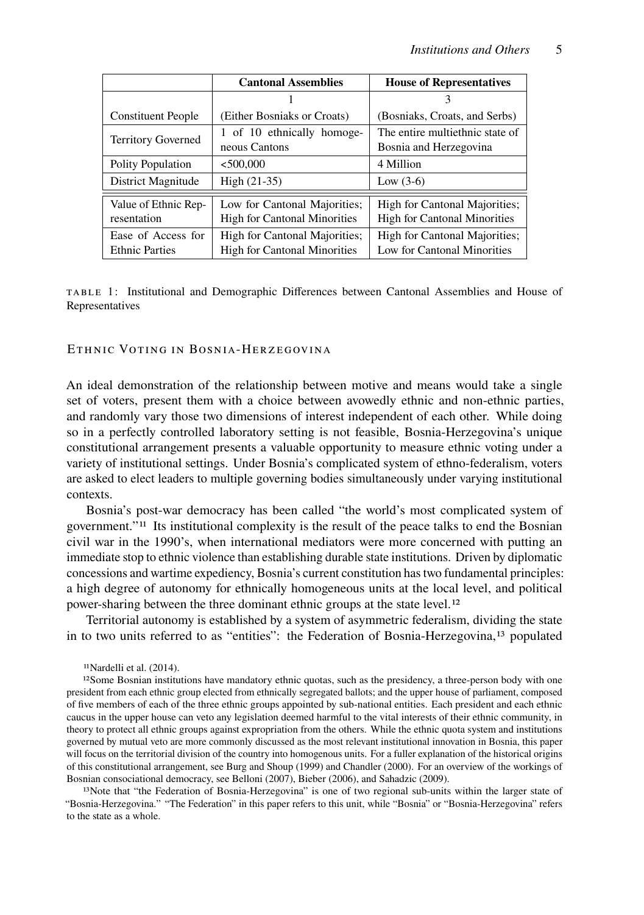| | **Cantonal Assemblies** | **House of Representatives** |
|---|---|---|
| Constituent People | 1 (Either Bosniaks or Croats) | 3 (Bosniaks, Croats, and Serbs) |
| Territory Governed | 1 of 10 ethnically homogeneous Cantons | The entire multiethnic state of Bosnia and Herzegovina |
| Polity Population | <500,000 | 4 Million |
| District Magnitude | High (21-35) | Low (3-6) |
| Value of Ethnic Representation | Low for Cantonal Majorities; High for Cantonal Minorities | High for Cantonal Majorities; High for Cantonal Minorities |
| Ease of Access for Ethnic Parties | High for Cantonal Majorities; High for Cantonal Minorities | High for Cantonal Majorities; Low for Cantonal Minorities |

TABLE 1: Institutional and Demographic Differences between Cantonal Assemblies and House of Representatives

## Ethnic Voting in Bosnia-Herzegovina

An ideal demonstration of the relationship between motive and means would take a single set of voters, present them with a choice between avowedly ethnic and non-ethnic parties, and randomly vary those two dimensions of interest independent of each other. While doing so in a perfectly controlled laboratory setting is not feasible, Bosnia-Herzegovina's unique constitutional arrangement presents a valuable opportunity to measure ethnic voting under a variety of institutional settings. Under Bosnia's complicated system of ethno-federalism, voters are asked to elect leaders to multiple governing bodies simultaneously under varying institutional contexts.

Bosnia's post-war democracy has been called "the world's most complicated system of government."[11] Its institutional complexity is the result of the peace talks to end the Bosnian civil war in the 1990's, when international mediators were more concerned with putting an immediate stop to ethnic violence than establishing durable state institutions. Driven by diplomatic concessions and wartime expediency, Bosnia's current constitution has two fundamental principles: a high degree of autonomy for ethnically homogeneous units at the local level, and political power-sharing between the three dominant ethnic groups at the state level.[12]

Territorial autonomy is established by a system of asymmetric federalism, dividing the state in to two units referred to as "entities": the Federation of Bosnia-Herzegovina,[13] populated

[11] Nardelli et al. (2014).

[12] Some Bosnian institutions have mandatory ethnic quotas, such as the presidency, a three-person body with one president from each ethnic group elected from ethnically segregated ballots; and the upper house of parliament, composed of five members of each of the three ethnic groups appointed by sub-national entities. Each president and each ethnic caucus in the upper house can veto any legislation deemed harmful to the vital interests of their ethnic community, in theory to protect all ethnic groups against expropriation from the others. While the ethnic quota system and institutions governed by mutual veto are more commonly discussed as the most relevant institutional innovation in Bosnia, this paper will focus on the territorial division of the country into homogenous units. For a fuller explanation of the historical origins of this constitutional arrangement, see Burg and Shoup (1999) and Chandler (2000). For an overview of the workings of Bosnian consociational democracy, see Belloni (2007), Bieber (2006), and Sahadzic (2009).

[13] Note that "the Federation of Bosnia-Herzegovina" is one of two regional sub-units within the larger state of "Bosnia-Herzegovina." "The Federation" in this paper refers to this unit, while "Bosnia" or "Bosnia-Herzegovina" refers to the state as a whole.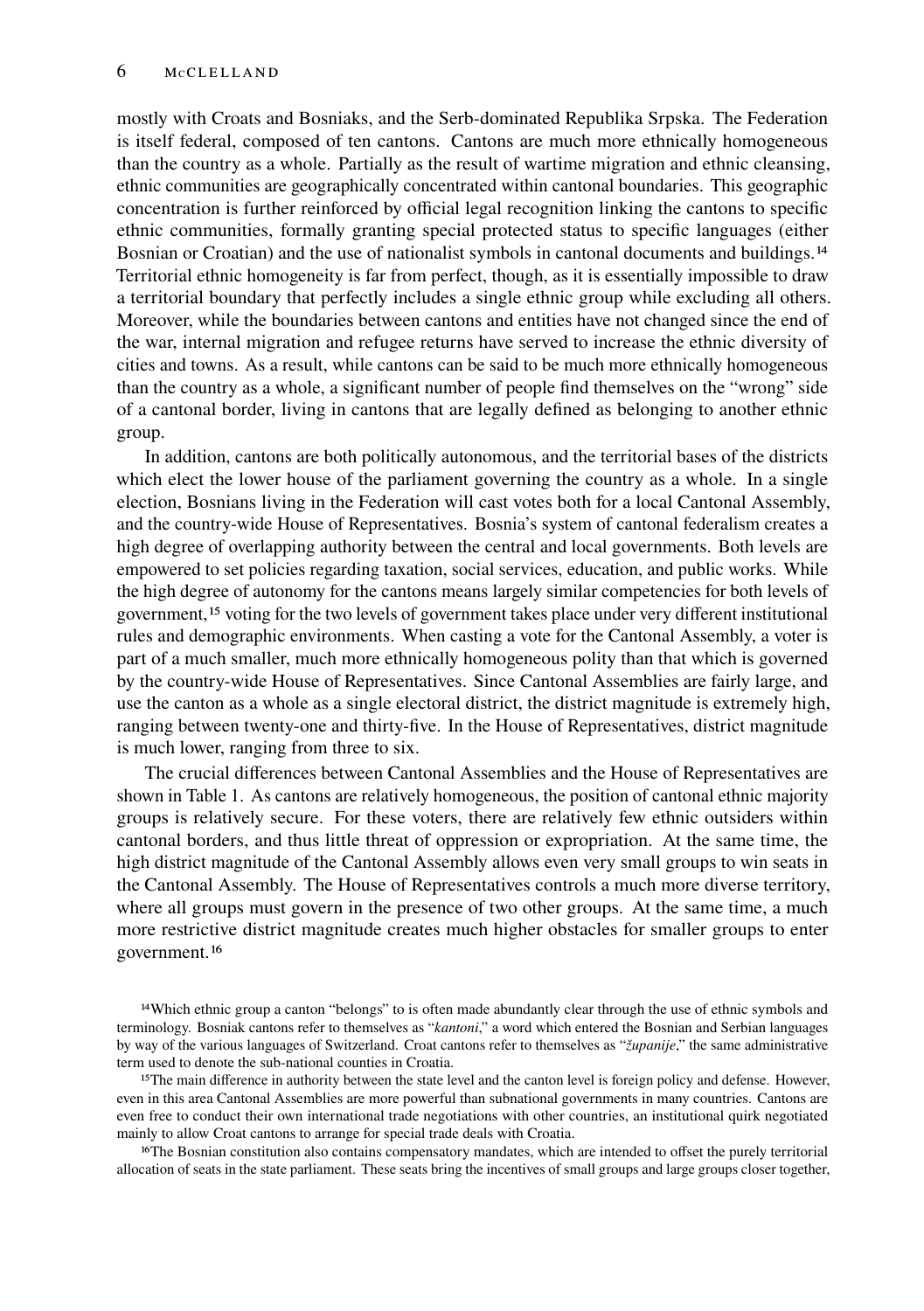mostly with Croats and Bosniaks, and the Serb-dominated Republika Srpska. The Federation is itself federal, composed of ten cantons. Cantons are much more ethnically homogeneous than the country as a whole. Partially as the result of wartime migration and ethnic cleansing, ethnic communities are geographically concentrated within cantonal boundaries. This geographic concentration is further reinforced by official legal recognition linking the cantons to specific ethnic communities, formally granting special protected status to specific languages (either Bosnian or Croatian) and the use of nationalist symbols in cantonal documents and buildings.[14] Territorial ethnic homogeneity is far from perfect, though, as it is essentially impossible to draw a territorial boundary that perfectly includes a single ethnic group while excluding all others. Moreover, while the boundaries between cantons and entities have not changed since the end of the war, internal migration and refugee returns have served to increase the ethnic diversity of cities and towns. As a result, while cantons can be said to be much more ethnically homogeneous than the country as a whole, a significant number of people find themselves on the "wrong" side of a cantonal border, living in cantons that are legally defined as belonging to another ethnic group.

In addition, cantons are both politically autonomous, and the territorial bases of the districts which elect the lower house of the parliament governing the country as a whole. In a single election, Bosnians living in the Federation will cast votes both for a local Cantonal Assembly, and the country-wide House of Representatives. Bosnia's system of cantonal federalism creates a high degree of overlapping authority between the central and local governments. Both levels are empowered to set policies regarding taxation, social services, education, and public works. While the high degree of autonomy for the cantons means largely similar competencies for both levels of government,[15] voting for the two levels of government takes place under very different institutional rules and demographic environments. When casting a vote for the Cantonal Assembly, a voter is part of a much smaller, much more ethnically homogeneous polity than that which is governed by the country-wide House of Representatives. Since Cantonal Assemblies are fairly large, and use the canton as a whole as a single electoral district, the district magnitude is extremely high, ranging between twenty-one and thirty-five. In the House of Representatives, district magnitude is much lower, ranging from three to six.

The crucial differences between Cantonal Assemblies and the House of Representatives are shown in Table 1. As cantons are relatively homogeneous, the position of cantonal ethnic majority groups is relatively secure. For these voters, there are relatively few ethnic outsiders within cantonal borders, and thus little threat of oppression or expropriation. At the same time, the high district magnitude of the Cantonal Assembly allows even very small groups to win seats in the Cantonal Assembly. The House of Representatives controls a much more diverse territory, where all groups must govern in the presence of two other groups. At the same time, a much more restrictive district magnitude creates much higher obstacles for smaller groups to enter government.[16]

[14]Which ethnic group a canton "belongs" to is often made abundantly clear through the use of ethnic symbols and terminology. Bosniak cantons refer to themselves as "*kantoni*," a word which entered the Bosnian and Serbian languages by way of the various languages of Switzerland. Croat cantons refer to themselves as "*županije*," the same administrative term used to denote the sub-national counties in Croatia.

[15]The main difference in authority between the state level and the canton level is foreign policy and defense. However, even in this area Cantonal Assemblies are more powerful than subnational governments in many countries. Cantons are even free to conduct their own international trade negotiations with other countries, an institutional quirk negotiated mainly to allow Croat cantons to arrange for special trade deals with Croatia.

[16]The Bosnian constitution also contains compensatory mandates, which are intended to offset the purely territorial allocation of seats in the state parliament. These seats bring the incentives of small groups and large groups closer together,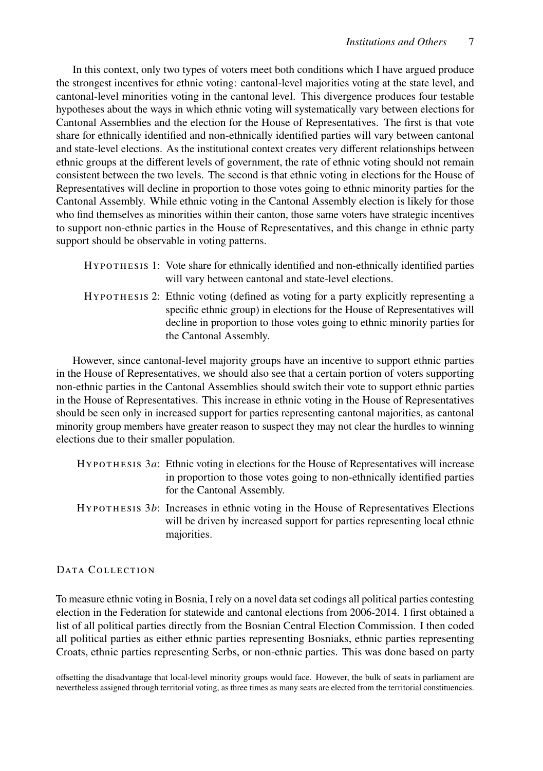In this context, only two types of voters meet both conditions which I have argued produce the strongest incentives for ethnic voting: cantonal-level majorities voting at the state level, and cantonal-level minorities voting in the cantonal level. This divergence produces four testable hypotheses about the ways in which ethnic voting will systematically vary between elections for Cantonal Assemblies and the election for the House of Representatives. The first is that vote share for ethnically identified and non-ethnically identified parties will vary between cantonal and state-level elections. As the institutional context creates very different relationships between ethnic groups at the different levels of government, the rate of ethnic voting should not remain consistent between the two levels. The second is that ethnic voting in elections for the House of Representatives will decline in proportion to those votes going to ethnic minority parties for the Cantonal Assembly. While ethnic voting in the Cantonal Assembly election is likely for those who find themselves as minorities within their canton, those same voters have strategic incentives to support non-ethnic parties in the House of Representatives, and this change in ethnic party support should be observable in voting patterns.

HYPOTHESIS 1: Vote share for ethnically identified and non-ethnically identified parties will vary between cantonal and state-level elections.

HYPOTHESIS 2: Ethnic voting (defined as voting for a party explicitly representing a specific ethnic group) in elections for the House of Representatives will decline in proportion to those votes going to ethnic minority parties for the Cantonal Assembly.

However, since cantonal-level majority groups have an incentive to support ethnic parties in the House of Representatives, we should also see that a certain portion of voters supporting non-ethnic parties in the Cantonal Assemblies should switch their vote to support ethnic parties in the House of Representatives. This increase in ethnic voting in the House of Representatives should be seen only in increased support for parties representing cantonal majorities, as cantonal minority group members have greater reason to suspect they may not clear the hurdles to winning elections due to their smaller population.

HYPOTHESIS 3*a*: Ethnic voting in elections for the House of Representatives will increase in proportion to those votes going to non-ethnically identified parties for the Cantonal Assembly.

HYPOTHESIS 3*b*: Increases in ethnic voting in the House of Representatives Elections will be driven by increased support for parties representing local ethnic majorities.

## DATA COLLECTION

To measure ethnic voting in Bosnia, I rely on a novel data set codings all political parties contesting election in the Federation for statewide and cantonal elections from 2006-2014. I first obtained a list of all political parties directly from the Bosnian Central Election Commission. I then coded all political parties as either ethnic parties representing Bosniaks, ethnic parties representing Croats, ethnic parties representing Serbs, or non-ethnic parties. This was done based on party

offsetting the disadvantage that local-level minority groups would face. However, the bulk of seats in parliament are nevertheless assigned through territorial voting, as three times as many seats are elected from the territorial constituencies.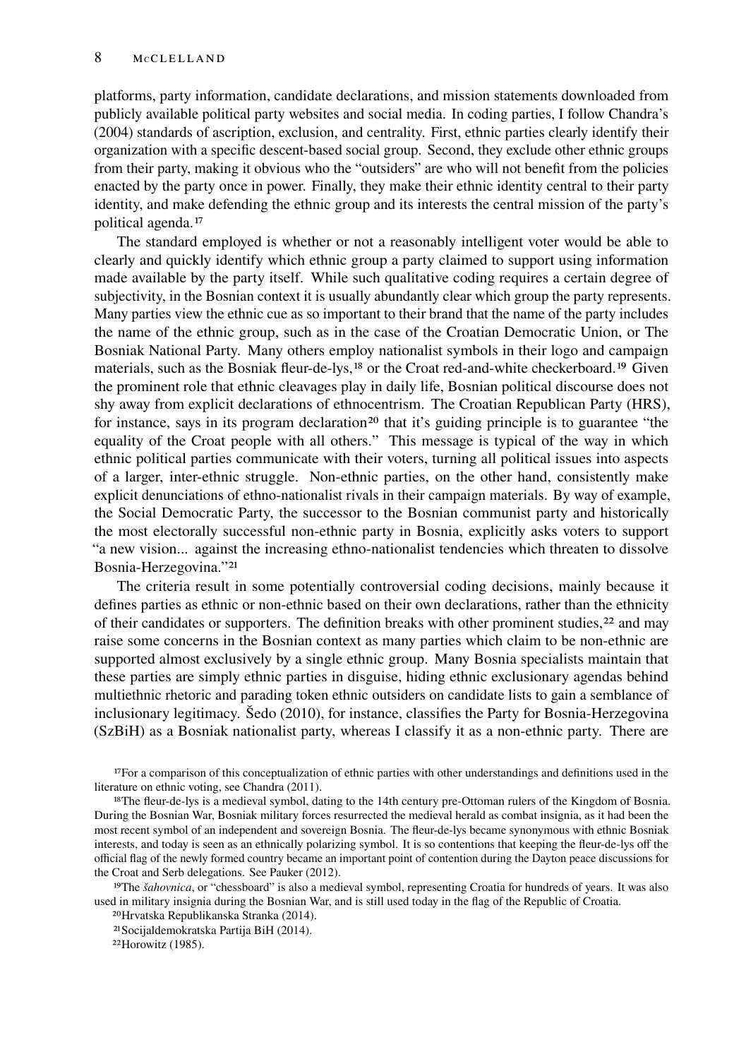platforms, party information, candidate declarations, and mission statements downloaded from publicly available political party websites and social media. In coding parties, I follow Chandra's (2004) standards of ascription, exclusion, and centrality. First, ethnic parties clearly identify their organization with a specific descent-based social group. Second, they exclude other ethnic groups from their party, making it obvious who the "outsiders" are who will not benefit from the policies enacted by the party once in power. Finally, they make their ethnic identity central to their party identity, and make defending the ethnic group and its interests the central mission of the party's political agenda.[17]

The standard employed is whether or not a reasonably intelligent voter would be able to clearly and quickly identify which ethnic group a party claimed to support using information made available by the party itself. While such qualitative coding requires a certain degree of subjectivity, in the Bosnian context it is usually abundantly clear which group the party represents. Many parties view the ethnic cue as so important to their brand that the name of the party includes the name of the ethnic group, such as in the case of the Croatian Democratic Union, or The Bosniak National Party. Many others employ nationalist symbols in their logo and campaign materials, such as the Bosniak fleur-de-lys,[18] or the Croat red-and-white checkerboard.[19] Given the prominent role that ethnic cleavages play in daily life, Bosnian political discourse does not shy away from explicit declarations of ethnocentrism. The Croatian Republican Party (HRS), for instance, says in its program declaration[20] that it's guiding principle is to guarantee "the equality of the Croat people with all others." This message is typical of the way in which ethnic political parties communicate with their voters, turning all political issues into aspects of a larger, inter-ethnic struggle. Non-ethnic parties, on the other hand, consistently make explicit denunciations of ethno-nationalist rivals in their campaign materials. By way of example, the Social Democratic Party, the successor to the Bosnian communist party and historically the most electorally successful non-ethnic party in Bosnia, explicitly asks voters to support "a new vision... against the increasing ethno-nationalist tendencies which threaten to dissolve Bosnia-Herzegovina."[21]

The criteria result in some potentially controversial coding decisions, mainly because it defines parties as ethnic or non-ethnic based on their own declarations, rather than the ethnicity of their candidates or supporters. The definition breaks with other prominent studies,[22] and may raise some concerns in the Bosnian context as many parties which claim to be non-ethnic are supported almost exclusively by a single ethnic group. Many Bosnia specialists maintain that these parties are simply ethnic parties in disguise, hiding ethnic exclusionary agendas behind multiethnic rhetoric and parading token ethnic outsiders on candidate lists to gain a semblance of inclusionary legitimacy. Šedo (2010), for instance, classifies the Party for Bosnia-Herzegovina (SzBiH) as a Bosniak nationalist party, whereas I classify it as a non-ethnic party. There are

[17] For a comparison of this conceptualization of ethnic parties with other understandings and definitions used in the literature on ethnic voting, see Chandra (2011).

[18] The fleur-de-lys is a medieval symbol, dating to the 14th century pre-Ottoman rulers of the Kingdom of Bosnia. During the Bosnian War, Bosniak military forces resurrected the medieval herald as combat insignia, as it had been the most recent symbol of an independent and sovereign Bosnia. The fleur-de-lys became synonymous with ethnic Bosniak interests, and today is seen as an ethnically polarizing symbol. It is so contentions that keeping the fleur-de-lys off the official flag of the newly formed country became an important point of contention during the Dayton peace discussions for the Croat and Serb delegations. See Pauker (2012).

[19] The *šahovnica*, or "chessboard" is also a medieval symbol, representing Croatia for hundreds of years. It was also used in military insignia during the Bosnian War, and is still used today in the flag of the Republic of Croatia.

[20] Hrvatska Republikanska Stranka (2014).

[21] Socijaldemokratska Partija BiH (2014).

[22] Horowitz (1985).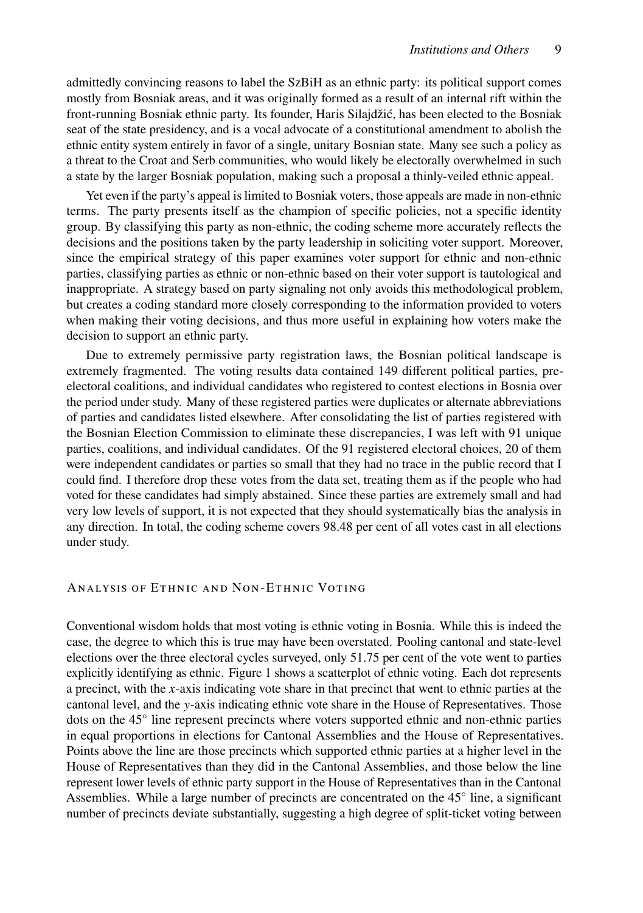admittedly convincing reasons to label the SzBiH as an ethnic party: its political support comes mostly from Bosniak areas, and it was originally formed as a result of an internal rift within the front-running Bosniak ethnic party. Its founder, Haris Silajdžić, has been elected to the Bosniak seat of the state presidency, and is a vocal advocate of a constitutional amendment to abolish the ethnic entity system entirely in favor of a single, unitary Bosnian state. Many see such a policy as a threat to the Croat and Serb communities, who would likely be electorally overwhelmed in such a state by the larger Bosniak population, making such a proposal a thinly-veiled ethnic appeal.

Yet even if the party's appeal is limited to Bosniak voters, those appeals are made in non-ethnic terms. The party presents itself as the champion of specific policies, not a specific identity group. By classifying this party as non-ethnic, the coding scheme more accurately reflects the decisions and the positions taken by the party leadership in soliciting voter support. Moreover, since the empirical strategy of this paper examines voter support for ethnic and non-ethnic parties, classifying parties as ethnic or non-ethnic based on their voter support is tautological and inappropriate. A strategy based on party signaling not only avoids this methodological problem, but creates a coding standard more closely corresponding to the information provided to voters when making their voting decisions, and thus more useful in explaining how voters make the decision to support an ethnic party.

Due to extremely permissive party registration laws, the Bosnian political landscape is extremely fragmented. The voting results data contained 149 different political parties, pre-electoral coalitions, and individual candidates who registered to contest elections in Bosnia over the period under study. Many of these registered parties were duplicates or alternate abbreviations of parties and candidates listed elsewhere. After consolidating the list of parties registered with the Bosnian Election Commission to eliminate these discrepancies, I was left with 91 unique parties, coalitions, and individual candidates. Of the 91 registered electoral choices, 20 of them were independent candidates or parties so small that they had no trace in the public record that I could find. I therefore drop these votes from the data set, treating them as if the people who had voted for these candidates had simply abstained. Since these parties are extremely small and had very low levels of support, it is not expected that they should systematically bias the analysis in any direction. In total, the coding scheme covers 98.48 per cent of all votes cast in all elections under study.

## Analysis of Ethnic and Non-Ethnic Voting

Conventional wisdom holds that most voting is ethnic voting in Bosnia. While this is indeed the case, the degree to which this is true may have been overstated. Pooling cantonal and state-level elections over the three electoral cycles surveyed, only 51.75 per cent of the vote went to parties explicitly identifying as ethnic. Figure 1 shows a scatterplot of ethnic voting. Each dot represents a precinct, with the $x$-axis indicating vote share in that precinct that went to ethnic parties at the cantonal level, and the $y$-axis indicating ethnic vote share in the House of Representatives. Those dots on the 45° line represent precincts where voters supported ethnic and non-ethnic parties in equal proportions in elections for Cantonal Assemblies and the House of Representatives. Points above the line are those precincts which supported ethnic parties at a higher level in the House of Representatives than they did in the Cantonal Assemblies, and those below the line represent lower levels of ethnic party support in the House of Representatives than in the Cantonal Assemblies. While a large number of precincts are concentrated on the 45° line, a significant number of precincts deviate substantially, suggesting a high degree of split-ticket voting between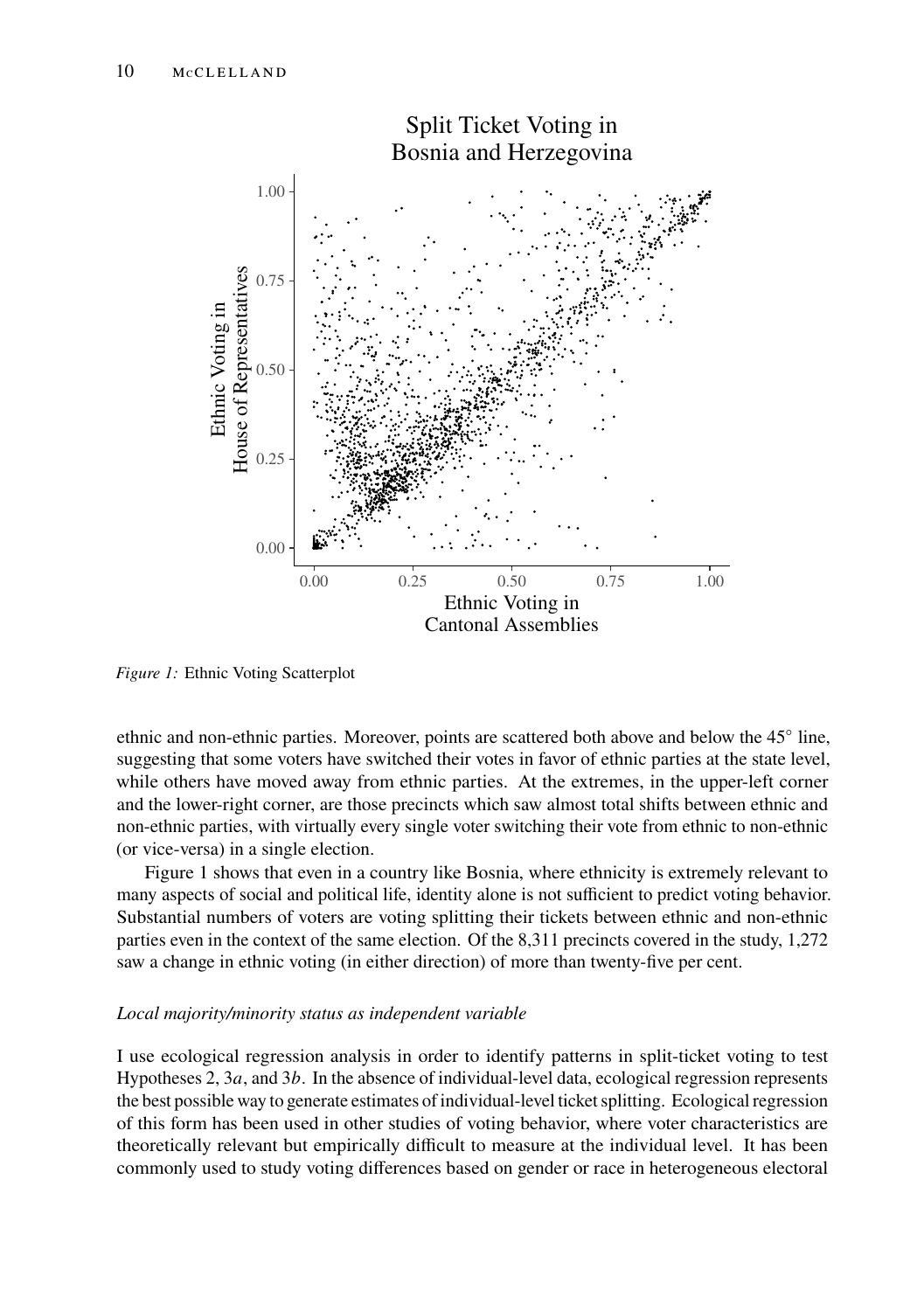*Figure 1:* Ethnic Voting Scatterplot

ethnic and non-ethnic parties. Moreover, points are scattered both above and below the 45° line, suggesting that some voters have switched their votes in favor of ethnic parties at the state level, while others have moved away from ethnic parties. At the extremes, in the upper-left corner and the lower-right corner, are those precincts which saw almost total shifts between ethnic and non-ethnic parties, with virtually every single voter switching their vote from ethnic to non-ethnic (or vice-versa) in a single election.

Figure 1 shows that even in a country like Bosnia, where ethnicity is extremely relevant to many aspects of social and political life, identity alone is not sufficient to predict voting behavior. Substantial numbers of voters are voting splitting their tickets between ethnic and non-ethnic parties even in the context of the same election. Of the 8,311 precincts covered in the study, 1,272 saw a change in ethnic voting (in either direction) of more than twenty-five per cent.

*Local majority/minority status as independent variable*

I use ecological regression analysis in order to identify patterns in split-ticket voting to test Hypotheses 2, 3*a*, and 3*b*. In the absence of individual-level data, ecological regression represents the best possible way to generate estimates of individual-level ticket splitting. Ecological regression of this form has been used in other studies of voting behavior, where voter characteristics are theoretically relevant but empirically difficult to measure at the individual level. It has been commonly used to study voting differences based on gender or race in heterogeneous electoral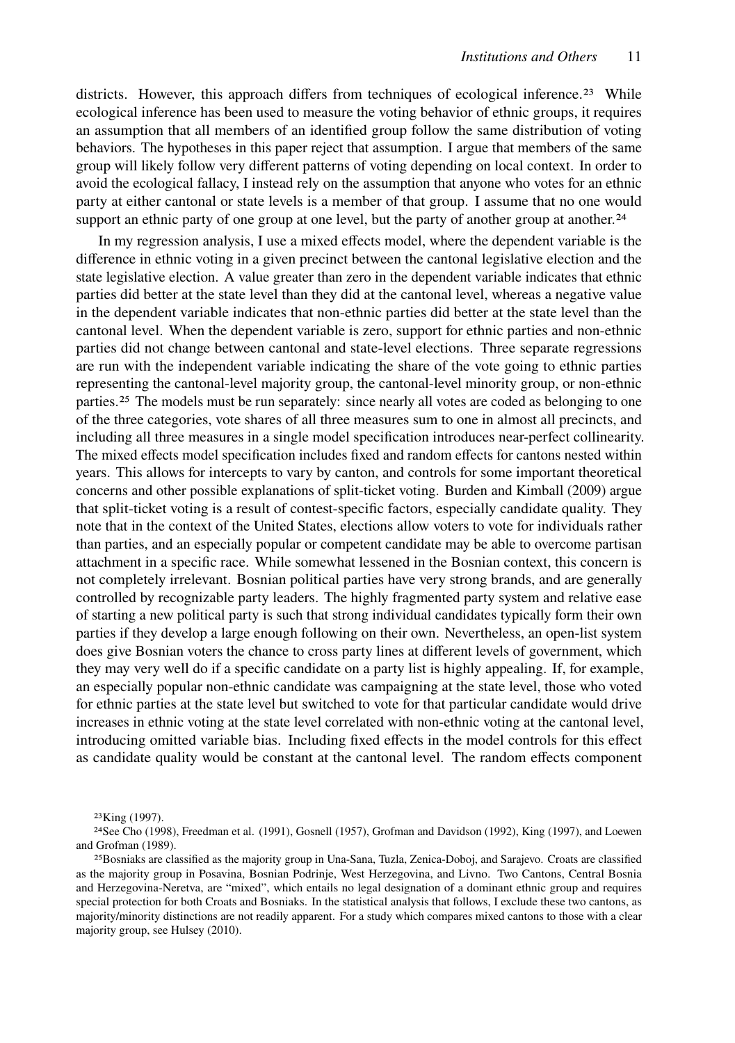districts. However, this approach differs from techniques of ecological inference.[23] While ecological inference has been used to measure the voting behavior of ethnic groups, it requires an assumption that all members of an identified group follow the same distribution of voting behaviors. The hypotheses in this paper reject that assumption. I argue that members of the same group will likely follow very different patterns of voting depending on local context. In order to avoid the ecological fallacy, I instead rely on the assumption that anyone who votes for an ethnic party at either cantonal or state levels is a member of that group. I assume that no one would support an ethnic party of one group at one level, but the party of another group at another.[24]

In my regression analysis, I use a mixed effects model, where the dependent variable is the difference in ethnic voting in a given precinct between the cantonal legislative election and the state legislative election. A value greater than zero in the dependent variable indicates that ethnic parties did better at the state level than they did at the cantonal level, whereas a negative value in the dependent variable indicates that non-ethnic parties did better at the state level than the cantonal level. When the dependent variable is zero, support for ethnic parties and non-ethnic parties did not change between cantonal and state-level elections. Three separate regressions are run with the independent variable indicating the share of the vote going to ethnic parties representing the cantonal-level majority group, the cantonal-level minority group, or non-ethnic parties.[25] The models must be run separately: since nearly all votes are coded as belonging to one of the three categories, vote shares of all three measures sum to one in almost all precincts, and including all three measures in a single model specification introduces near-perfect collinearity. The mixed effects model specification includes fixed and random effects for cantons nested within years. This allows for intercepts to vary by canton, and controls for some important theoretical concerns and other possible explanations of split-ticket voting. Burden and Kimball (2009) argue that split-ticket voting is a result of contest-specific factors, especially candidate quality. They note that in the context of the United States, elections allow voters to vote for individuals rather than parties, and an especially popular or competent candidate may be able to overcome partisan attachment in a specific race. While somewhat lessened in the Bosnian context, this concern is not completely irrelevant. Bosnian political parties have very strong brands, and are generally controlled by recognizable party leaders. The highly fragmented party system and relative ease of starting a new political party is such that strong individual candidates typically form their own parties if they develop a large enough following on their own. Nevertheless, an open-list system does give Bosnian voters the chance to cross party lines at different levels of government, which they may very well do if a specific candidate on a party list is highly appealing. If, for example, an especially popular non-ethnic candidate was campaigning at the state level, those who voted for ethnic parties at the state level but switched to vote for that particular candidate would drive increases in ethnic voting at the state level correlated with non-ethnic voting at the cantonal level, introducing omitted variable bias. Including fixed effects in the model controls for this effect as candidate quality would be constant at the cantonal level. The random effects component

[23] King (1997).

[24] See Cho (1998), Freedman et al. (1991), Gosnell (1957), Grofman and Davidson (1992), King (1997), and Loewen and Grofman (1989).

[25] Bosniaks are classified as the majority group in Una-Sana, Tuzla, Zenica-Doboj, and Sarajevo. Croats are classified as the majority group in Posavina, Bosnian Podrinje, West Herzegovina, and Livno. Two Cantons, Central Bosnia and Herzegovina-Neretva, are "mixed", which entails no legal designation of a dominant ethnic group and requires special protection for both Croats and Bosniaks. In the statistical analysis that follows, I exclude these two cantons, as majority/minority distinctions are not readily apparent. For a study which compares mixed cantons to those with a clear majority group, see Hulsey (2010).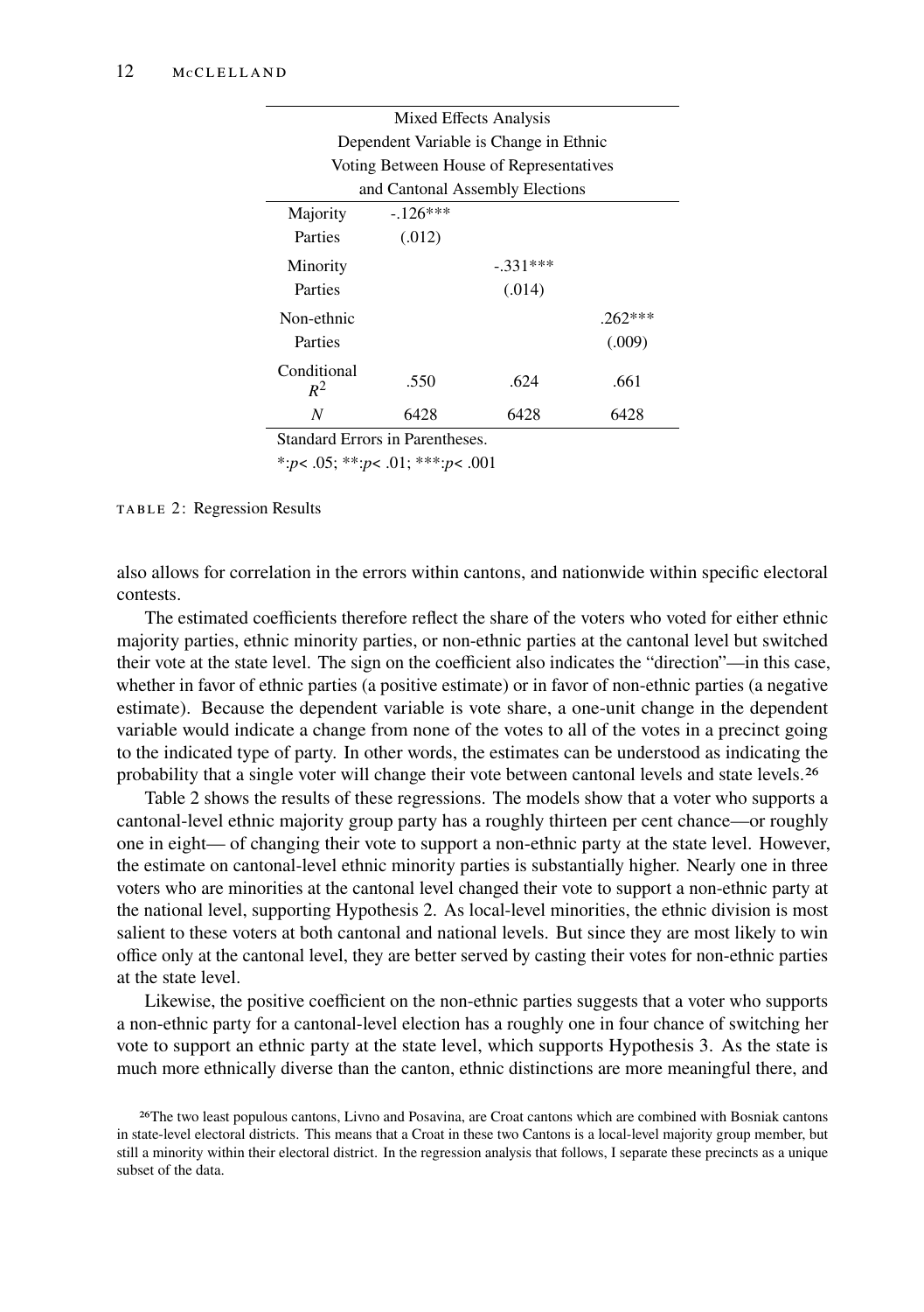| Mixed Effects Analysis<br>Dependent Variable is Change in Ethnic<br>Voting Between House of Representatives<br>and Cantonal Assembly Elections | | | |
|---|---|---|---|
| Majority Parties | -.126***<br>(.012) | | |
| Minority Parties | | -.331***<br>(.014) | |
| Non-ethnic Parties | | | .262***<br>(.009) |
| Conditional $R^2$ | .550 | .624 | .661 |
| $N$ | 6428 | 6428 | 6428 |

Standard Errors in Parentheses.

*:$p < .05$; **:$p < .01$; ***:$p < .001$

TABLE 2: Regression Results

also allows for correlation in the errors within cantons, and nationwide within specific electoral contests.

The estimated coefficients therefore reflect the share of the voters who voted for either ethnic majority parties, ethnic minority parties, or non-ethnic parties at the cantonal level but switched their vote at the state level. The sign on the coefficient also indicates the "direction"—in this case, whether in favor of ethnic parties (a positive estimate) or in favor of non-ethnic parties (a negative estimate). Because the dependent variable is vote share, a one-unit change in the dependent variable would indicate a change from none of the votes to all of the votes in a precinct going to the indicated type of party. In other words, the estimates can be understood as indicating the probability that a single voter will change their vote between cantonal levels and state levels.[26]

Table 2 shows the results of these regressions. The models show that a voter who supports a cantonal-level ethnic majority group party has a roughly thirteen per cent chance—or roughly one in eight— of changing their vote to support a non-ethnic party at the state level. However, the estimate on cantonal-level ethnic minority parties is substantially higher. Nearly one in three voters who are minorities at the cantonal level changed their vote to support a non-ethnic party at the national level, supporting Hypothesis 2. As local-level minorities, the ethnic division is most salient to these voters at both cantonal and national levels. But since they are most likely to win office only at the cantonal level, they are better served by casting their votes for non-ethnic parties at the state level.

Likewise, the positive coefficient on the non-ethnic parties suggests that a voter who supports a non-ethnic party for a cantonal-level election has a roughly one in four chance of switching her vote to support an ethnic party at the state level, which supports Hypothesis 3. As the state is much more ethnically diverse than the canton, ethnic distinctions are more meaningful there, and

[26]The two least populous cantons, Livno and Posavina, are Croat cantons which are combined with Bosniak cantons in state-level electoral districts. This means that a Croat in these two Cantons is a local-level majority group member, but still a minority within their electoral district. In the regression analysis that follows, I separate these precincts as a unique subset of the data.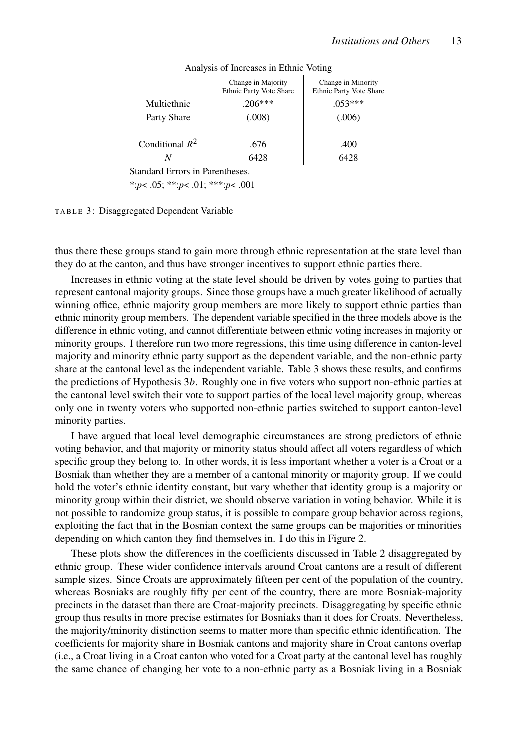| Analysis of Increases in Ethnic Voting | | |
|---|---|---|
| | Change in Majority Ethnic Party Vote Share | Change in Minority Ethnic Party Vote Share |
| Multiethnic | .206*** | .053*** |
| Party Share | (.008) | (.006) |
| Conditional $R^2$ | .676 | .400 |
| $N$ | 6428 | 6428 |

Standard Errors in Parentheses.

*:$p < .05$; **:$p < .01$; ***:$p < .001$

TABLE 3: Disaggregated Dependent Variable

thus there these groups stand to gain more through ethnic representation at the state level than they do at the canton, and thus have stronger incentives to support ethnic parties there.

Increases in ethnic voting at the state level should be driven by votes going to parties that represent cantonal majority groups. Since those groups have a much greater likelihood of actually winning office, ethnic majority group members are more likely to support ethnic parties than ethnic minority group members. The dependent variable specified in the three models above is the difference in ethnic voting, and cannot differentiate between ethnic voting increases in majority or minority groups. I therefore run two more regressions, this time using difference in canton-level majority and minority ethnic party support as the dependent variable, and the non-ethnic party share at the cantonal level as the independent variable. Table 3 shows these results, and confirms the predictions of Hypothesis 3*b*. Roughly one in five voters who support non-ethnic parties at the cantonal level switch their vote to support parties of the local level majority group, whereas only one in twenty voters who supported non-ethnic parties switched to support canton-level minority parties.

I have argued that local level demographic circumstances are strong predictors of ethnic voting behavior, and that majority or minority status should affect all voters regardless of which specific group they belong to. In other words, it is less important whether a voter is a Croat or a Bosniak than whether they are a member of a cantonal minority or majority group. If we could hold the voter's ethnic identity constant, but vary whether that identity group is a majority or minority group within their district, we should observe variation in voting behavior. While it is not possible to randomize group status, it is possible to compare group behavior across regions, exploiting the fact that in the Bosnian context the same groups can be majorities or minorities depending on which canton they find themselves in. I do this in Figure 2.

These plots show the differences in the coefficients discussed in Table 2 disaggregated by ethnic group. These wider confidence intervals around Croat cantons are a result of different sample sizes. Since Croats are approximately fifteen per cent of the population of the country, whereas Bosniaks are roughly fifty per cent of the country, there are more Bosniak-majority precincts in the dataset than there are Croat-majority precincts. Disaggregating by specific ethnic group thus results in more precise estimates for Bosniaks than it does for Croats. Nevertheless, the majority/minority distinction seems to matter more than specific ethnic identification. The coefficients for majority share in Bosniak cantons and majority share in Croat cantons overlap (i.e., a Croat living in a Croat canton who voted for a Croat party at the cantonal level has roughly the same chance of changing her vote to a non-ethnic party as a Bosniak living in a Bosniak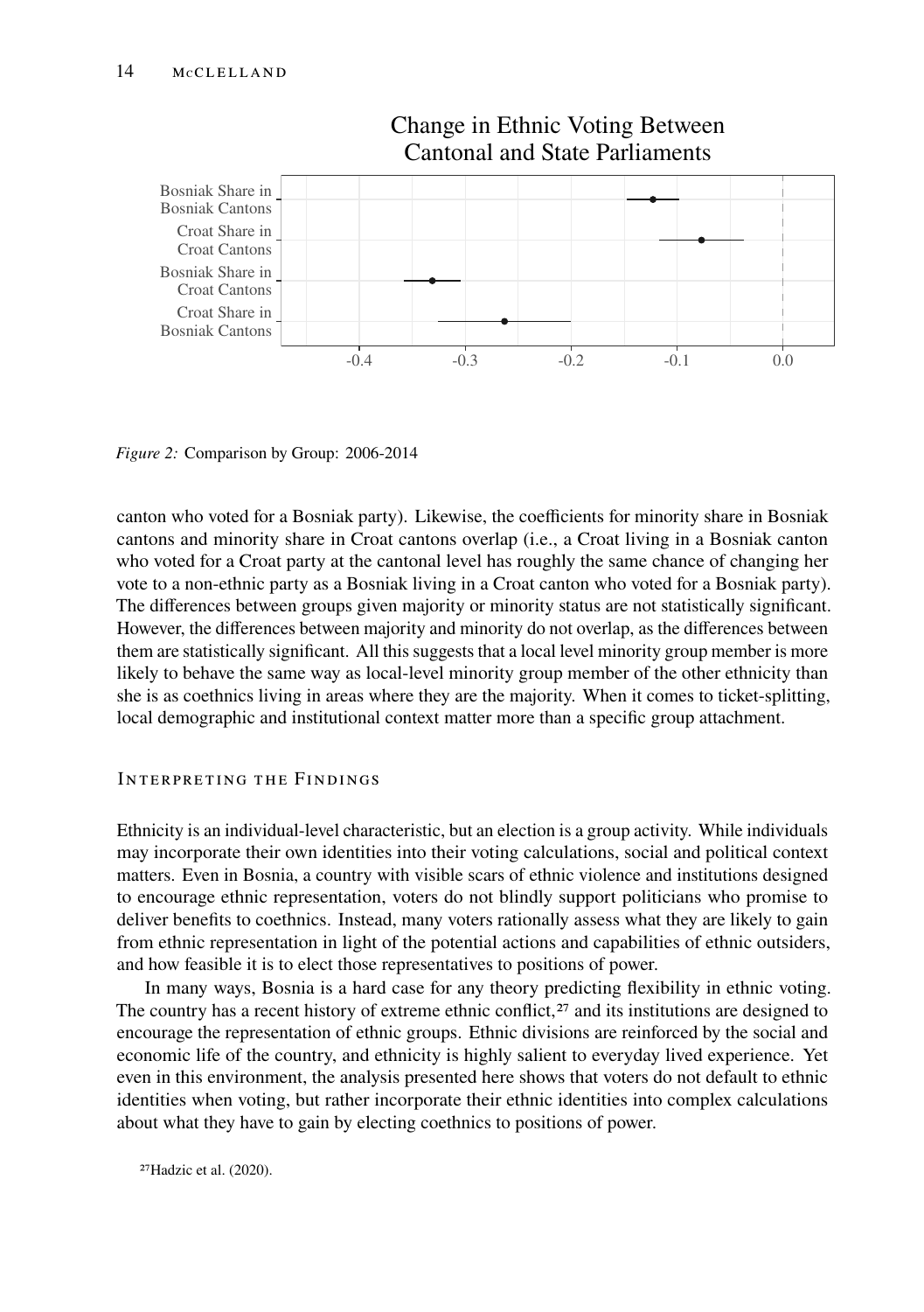*Figure 2:* Comparison by Group: 2006-2014

canton who voted for a Bosniak party). Likewise, the coefficients for minority share in Bosniak cantons and minority share in Croat cantons overlap (i.e., a Croat living in a Bosniak canton who voted for a Croat party at the cantonal level has roughly the same chance of changing her vote to a non-ethnic party as a Bosniak living in a Croat canton who voted for a Bosniak party). The differences between groups given majority or minority status are not statistically significant. However, the differences between majority and minority do not overlap, as the differences between them are statistically significant. All this suggests that a local level minority group member is more likely to behave the same way as local-level minority group member of the other ethnicity than she is as coethnics living in areas where they are the majority. When it comes to ticket-splitting, local demographic and institutional context matter more than a specific group attachment.

## Interpreting the Findings

Ethnicity is an individual-level characteristic, but an election is a group activity. While individuals may incorporate their own identities into their voting calculations, social and political context matters. Even in Bosnia, a country with visible scars of ethnic violence and institutions designed to encourage ethnic representation, voters do not blindly support politicians who promise to deliver benefits to coethnics. Instead, many voters rationally assess what they are likely to gain from ethnic representation in light of the potential actions and capabilities of ethnic outsiders, and how feasible it is to elect those representatives to positions of power.

In many ways, Bosnia is a hard case for any theory predicting flexibility in ethnic voting. The country has a recent history of extreme ethnic conflict,[27] and its institutions are designed to encourage the representation of ethnic groups. Ethnic divisions are reinforced by the social and economic life of the country, and ethnicity is highly salient to everyday lived experience. Yet even in this environment, the analysis presented here shows that voters do not default to ethnic identities when voting, but rather incorporate their ethnic identities into complex calculations about what they have to gain by electing coethnics to positions of power.

[27] Hadzic et al. (2020).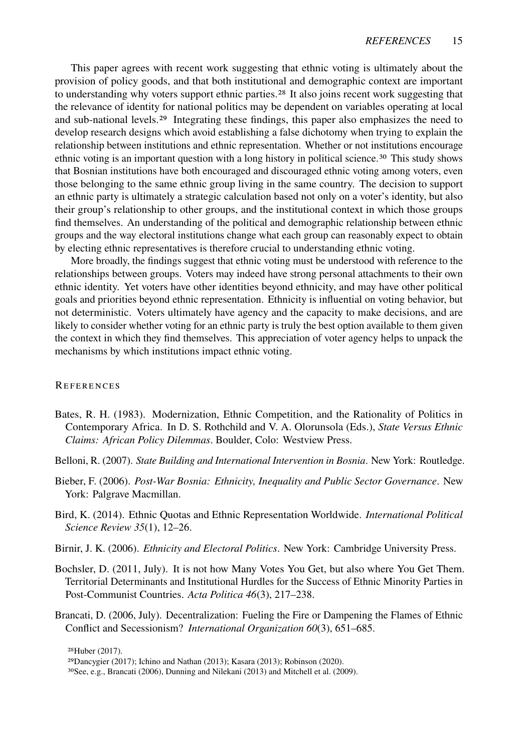This paper agrees with recent work suggesting that ethnic voting is ultimately about the provision of policy goods, and that both institutional and demographic context are important to understanding why voters support ethnic parties.[28] It also joins recent work suggesting that the relevance of identity for national politics may be dependent on variables operating at local and sub-national levels.[29] Integrating these findings, this paper also emphasizes the need to develop research designs which avoid establishing a false dichotomy when trying to explain the relationship between institutions and ethnic representation. Whether or not institutions encourage ethnic voting is an important question with a long history in political science.[30] This study shows that Bosnian institutions have both encouraged and discouraged ethnic voting among voters, even those belonging to the same ethnic group living in the same country. The decision to support an ethnic party is ultimately a strategic calculation based not only on a voter's identity, but also their group's relationship to other groups, and the institutional context in which those groups find themselves. An understanding of the political and demographic relationship between ethnic groups and the way electoral institutions change what each group can reasonably expect to obtain by electing ethnic representatives is therefore crucial to understanding ethnic voting.

More broadly, the findings suggest that ethnic voting must be understood with reference to the relationships between groups. Voters may indeed have strong personal attachments to their own ethnic identity. Yet voters have other identities beyond ethnicity, and may have other political goals and priorities beyond ethnic representation. Ethnicity is influential on voting behavior, but not deterministic. Voters ultimately have agency and the capacity to make decisions, and are likely to consider whether voting for an ethnic party is truly the best option available to them given the context in which they find themselves. This appreciation of voter agency helps to unpack the mechanisms by which institutions impact ethnic voting.

## References

Bates, R. H. (1983). Modernization, Ethnic Competition, and the Rationality of Politics in Contemporary Africa. In D. S. Rothchild and V. A. Olorunsola (Eds.), *State Versus Ethnic Claims: African Policy Dilemmas*. Boulder, Colo: Westview Press.

Belloni, R. (2007). *State Building and International Intervention in Bosnia*. New York: Routledge.

Bieber, F. (2006). *Post-War Bosnia: Ethnicity, Inequality and Public Sector Governance*. New York: Palgrave Macmillan.

Bird, K. (2014). Ethnic Quotas and Ethnic Representation Worldwide. *International Political Science Review 35*(1), 12–26.

Birnir, J. K. (2006). *Ethnicity and Electoral Politics*. New York: Cambridge University Press.

Bochsler, D. (2011, July). It is not how Many Votes You Get, but also where You Get Them. Territorial Determinants and Institutional Hurdles for the Success of Ethnic Minority Parties in Post-Communist Countries. *Acta Politica 46*(3), 217–238.

Brancati, D. (2006, July). Decentralization: Fueling the Fire or Dampening the Flames of Ethnic Conflict and Secessionism? *International Organization 60*(3), 651–685.

[28] Huber (2017).

[29] Dancygier (2017); Ichino and Nathan (2013); Kasara (2013); Robinson (2020).

[30] See, e.g., Brancati (2006), Dunning and Nilekani (2013) and Mitchell et al. (2009).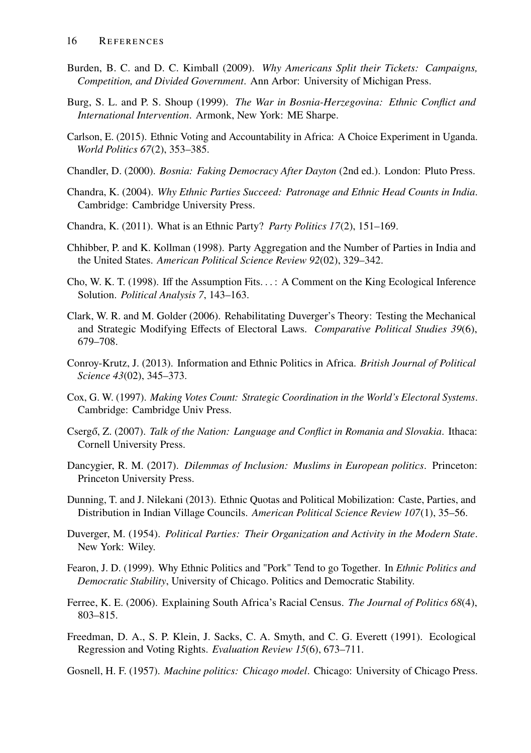Burden, B. C. and D. C. Kimball (2009). *Why Americans Split their Tickets: Campaigns, Competition, and Divided Government*. Ann Arbor: University of Michigan Press.

Burg, S. L. and P. S. Shoup (1999). *The War in Bosnia-Herzegovina: Ethnic Conflict and International Intervention*. Armonk, New York: ME Sharpe.

Carlson, E. (2015). Ethnic Voting and Accountability in Africa: A Choice Experiment in Uganda. *World Politics 67*(2), 353–385.

Chandler, D. (2000). *Bosnia: Faking Democracy After Dayton* (2nd ed.). London: Pluto Press.

Chandra, K. (2004). *Why Ethnic Parties Succeed: Patronage and Ethnic Head Counts in India*. Cambridge: Cambridge University Press.

Chandra, K. (2011). What is an Ethnic Party? *Party Politics 17*(2), 151–169.

Chhibber, P. and K. Kollman (1998). Party Aggregation and the Number of Parties in India and the United States. *American Political Science Review 92*(02), 329–342.

Cho, W. K. T. (1998). Iff the Assumption Fits. . . : A Comment on the King Ecological Inference Solution. *Political Analysis 7*, 143–163.

Clark, W. R. and M. Golder (2006). Rehabilitating Duverger's Theory: Testing the Mechanical and Strategic Modifying Effects of Electoral Laws. *Comparative Political Studies 39*(6), 679–708.

Conroy-Krutz, J. (2013). Information and Ethnic Politics in Africa. *British Journal of Political Science 43*(02), 345–373.

Cox, G. W. (1997). *Making Votes Count: Strategic Coordination in the World's Electoral Systems*. Cambridge: Cambridge Univ Press.

Csergő, Z. (2007). *Talk of the Nation: Language and Conflict in Romania and Slovakia*. Ithaca: Cornell University Press.

Dancygier, R. M. (2017). *Dilemmas of Inclusion: Muslims in European politics*. Princeton: Princeton University Press.

Dunning, T. and J. Nilekani (2013). Ethnic Quotas and Political Mobilization: Caste, Parties, and Distribution in Indian Village Councils. *American Political Science Review 107*(1), 35–56.

Duverger, M. (1954). *Political Parties: Their Organization and Activity in the Modern State*. New York: Wiley.

Fearon, J. D. (1999). Why Ethnic Politics and "Pork" Tend to go Together. In *Ethnic Politics and Democratic Stability*, University of Chicago. Politics and Democratic Stability.

Ferree, K. E. (2006). Explaining South Africa's Racial Census. *The Journal of Politics 68*(4), 803–815.

Freedman, D. A., S. P. Klein, J. Sacks, C. A. Smyth, and C. G. Everett (1991). Ecological Regression and Voting Rights. *Evaluation Review 15*(6), 673–711.

Gosnell, H. F. (1957). *Machine politics: Chicago model*. Chicago: University of Chicago Press.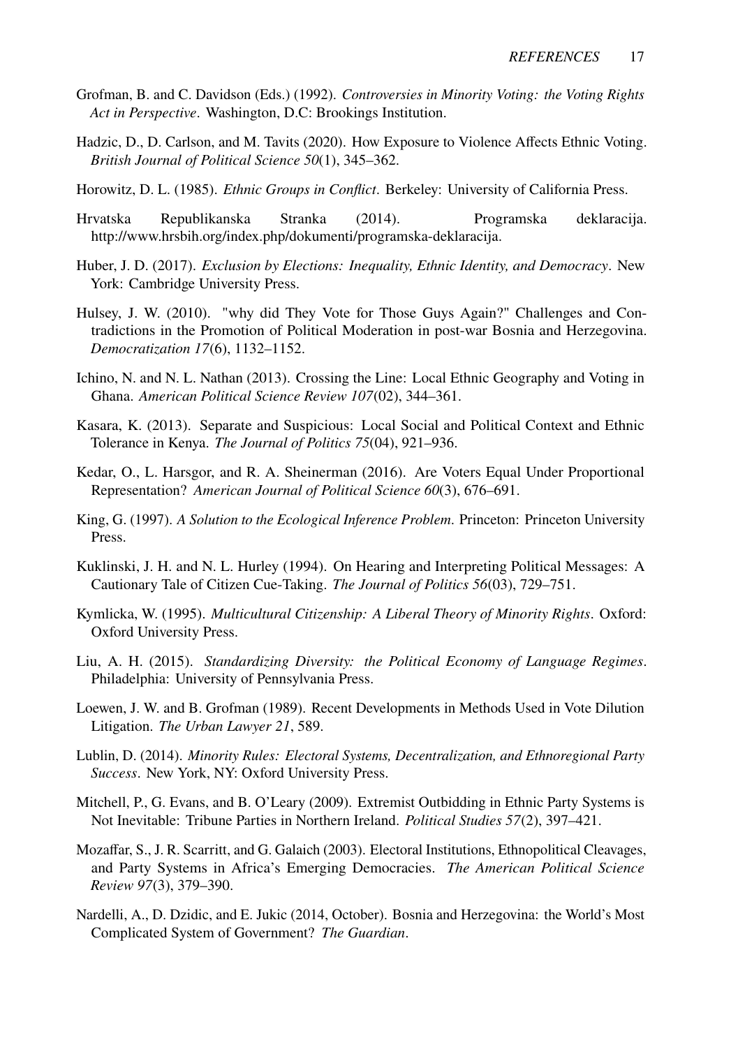Grofman, B. and C. Davidson (Eds.) (1992). *Controversies in Minority Voting: the Voting Rights Act in Perspective*. Washington, D.C: Brookings Institution.

Hadzic, D., D. Carlson, and M. Tavits (2020). How Exposure to Violence Affects Ethnic Voting. *British Journal of Political Science 50*(1), 345–362.

Horowitz, D. L. (1985). *Ethnic Groups in Conflict*. Berkeley: University of California Press.

Hrvatska Republikanska Stranka (2014). Programska deklaracija. http://www.hrsbih.org/index.php/dokumenti/programska-deklaracija.

Huber, J. D. (2017). *Exclusion by Elections: Inequality, Ethnic Identity, and Democracy*. New York: Cambridge University Press.

Hulsey, J. W. (2010). "why did They Vote for Those Guys Again?" Challenges and Contradictions in the Promotion of Political Moderation in post-war Bosnia and Herzegovina. *Democratization 17*(6), 1132–1152.

Ichino, N. and N. L. Nathan (2013). Crossing the Line: Local Ethnic Geography and Voting in Ghana. *American Political Science Review 107*(02), 344–361.

Kasara, K. (2013). Separate and Suspicious: Local Social and Political Context and Ethnic Tolerance in Kenya. *The Journal of Politics 75*(04), 921–936.

Kedar, O., L. Harsgor, and R. A. Sheinerman (2016). Are Voters Equal Under Proportional Representation? *American Journal of Political Science 60*(3), 676–691.

King, G. (1997). *A Solution to the Ecological Inference Problem*. Princeton: Princeton University Press.

Kuklinski, J. H. and N. L. Hurley (1994). On Hearing and Interpreting Political Messages: A Cautionary Tale of Citizen Cue-Taking. *The Journal of Politics 56*(03), 729–751.

Kymlicka, W. (1995). *Multicultural Citizenship: A Liberal Theory of Minority Rights*. Oxford: Oxford University Press.

Liu, A. H. (2015). *Standardizing Diversity: the Political Economy of Language Regimes*. Philadelphia: University of Pennsylvania Press.

Loewen, J. W. and B. Grofman (1989). Recent Developments in Methods Used in Vote Dilution Litigation. *The Urban Lawyer 21*, 589.

Lublin, D. (2014). *Minority Rules: Electoral Systems, Decentralization, and Ethnoregional Party Success*. New York, NY: Oxford University Press.

Mitchell, P., G. Evans, and B. O'Leary (2009). Extremist Outbidding in Ethnic Party Systems is Not Inevitable: Tribune Parties in Northern Ireland. *Political Studies 57*(2), 397–421.

Mozaffar, S., J. R. Scarritt, and G. Galaich (2003). Electoral Institutions, Ethnopolitical Cleavages, and Party Systems in Africa's Emerging Democracies. *The American Political Science Review 97*(3), 379–390.

Nardelli, A., D. Dzidic, and E. Jukic (2014, October). Bosnia and Herzegovina: the World's Most Complicated System of Government? *The Guardian*.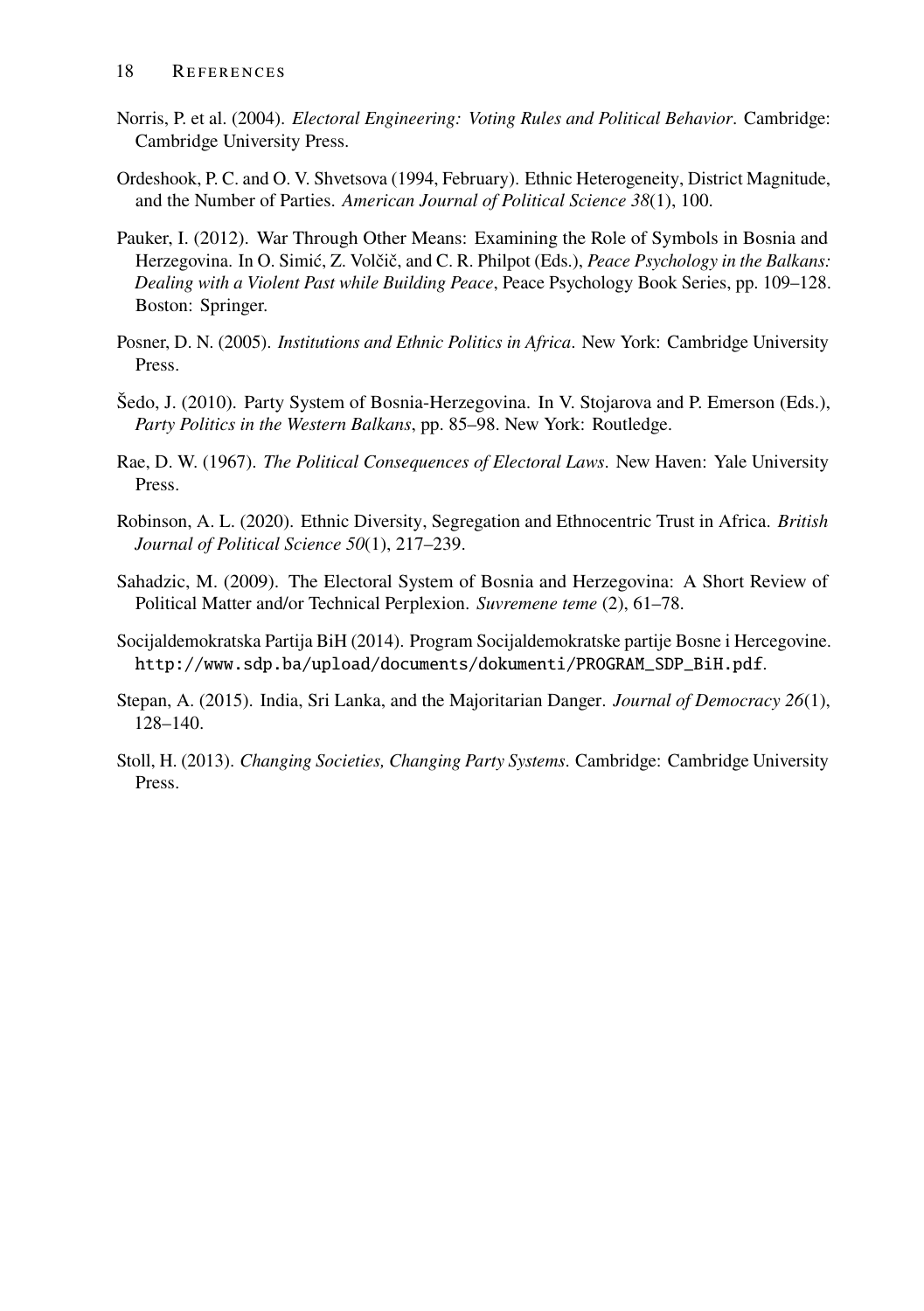Norris, P. et al. (2004). *Electoral Engineering: Voting Rules and Political Behavior*. Cambridge: Cambridge University Press.

Ordeshook, P. C. and O. V. Shvetsova (1994, February). Ethnic Heterogeneity, District Magnitude, and the Number of Parties. *American Journal of Political Science 38*(1), 100.

Pauker, I. (2012). War Through Other Means: Examining the Role of Symbols in Bosnia and Herzegovina. In O. Simić, Z. Volčič, and C. R. Philpot (Eds.), *Peace Psychology in the Balkans: Dealing with a Violent Past while Building Peace*, Peace Psychology Book Series, pp. 109–128. Boston: Springer.

Posner, D. N. (2005). *Institutions and Ethnic Politics in Africa*. New York: Cambridge University Press.

Šedo, J. (2010). Party System of Bosnia-Herzegovina. In V. Stojarova and P. Emerson (Eds.), *Party Politics in the Western Balkans*, pp. 85–98. New York: Routledge.

Rae, D. W. (1967). *The Political Consequences of Electoral Laws*. New Haven: Yale University Press.

Robinson, A. L. (2020). Ethnic Diversity, Segregation and Ethnocentric Trust in Africa. *British Journal of Political Science 50*(1), 217–239.

Sahadzic, M. (2009). The Electoral System of Bosnia and Herzegovina: A Short Review of Political Matter and/or Technical Perplexion. *Suvremene teme* (2), 61–78.

Socijaldemokratska Partija BiH (2014). Program Socijaldemokratske partije Bosne i Hercegovine. `http://www.sdp.ba/upload/documents/dokumenti/PROGRAM_SDP_BiH.pdf`.

Stepan, A. (2015). India, Sri Lanka, and the Majoritarian Danger. *Journal of Democracy 26*(1), 128–140.

Stoll, H. (2013). *Changing Societies, Changing Party Systems*. Cambridge: Cambridge University Press.